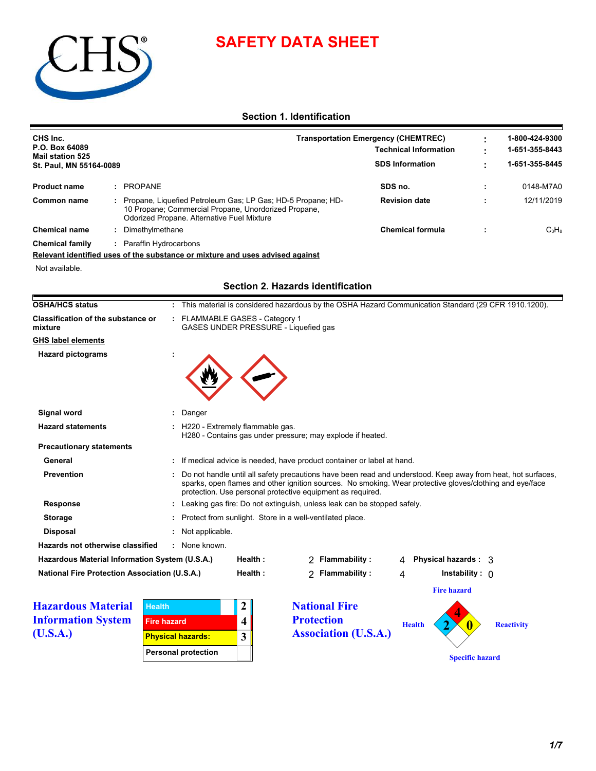# SAFETY DATA SHEET

## Section 1. Identification

**CHS Inc.**
**P.O. Box 64089**
**Mail station 525**
**St. Paul, MN 55164-0089**

| | | |
|---|---|---|
| **Transportation Emergency (CHEMTREC)** | : | **1-800-424-9300** |
| **Technical Information** | : | **1-651-355-8443** |
| **SDS Information** | : | **1-651-355-8445** |

| | | | | |
|---|---|---|---|---|
| **Product name** | : PROPANE | **SDS no.** | : | 0148-M7A0 |
| **Common name** | : Propane, Liquefied Petroleum Gas; LP Gas; HD-5 Propane; HD-10 Propane; Commercial Propane, Unordorized Propane, Odorized Propane. Alternative Fuel Mixture | **Revision date** | : | 12/11/2019 |
| **Chemical name** | : Dimethylmethane | **Chemical formula** | : | $C_3H_8$ |
| **Chemical family** | : Paraffin Hydrocarbons | | | |

**Relevant identified uses of the substance or mixture and uses advised against**

Not available.

## Section 2. Hazards identification

| | |
|---|---|
| **OSHA/HCS status** | : This material is considered hazardous by the OSHA Hazard Communication Standard (29 CFR 1910.1200). |
| **Classification of the substance or mixture** | : FLAMMABLE GASES - Category 1<br>GASES UNDER PRESSURE - Liquefied gas |

**GHS label elements**

**Hazard pictograms** :

| | |
|---|---|
| **Signal word** | : Danger |
| **Hazard statements** | : H220 - Extremely flammable gas.<br>H280 - Contains gas under pressure; may explode if heated. |

**Precautionary statements**

| | |
|---|---|
| **General** | : If medical advice is needed, have product container or label at hand. |
| **Prevention** | : Do not handle until all safety precautions have been read and understood. Keep away from heat, hot surfaces, sparks, open flames and other ignition sources. No smoking. Wear protective gloves/clothing and eye/face protection. Use personal protective equipment as required. |
| **Response** | : Leaking gas fire: Do not extinguish, unless leak can be stopped safely. |
| **Storage** | : Protect from sunlight. Store in a well-ventilated place. |
| **Disposal** | : Not applicable. |
| **Hazards not otherwise classified** | : None known. |

| | | | | |
|---|---|---|---|---|
| **Hazardous Material Information System (U.S.A.)** | **Health :** 2 | **Flammability :** 4 | **Physical hazards :** 3 | |
| **National Fire Protection Association (U.S.A.)** | **Health :** 2 | **Flammability :** 4 | **Instability :** 0 | |

**Hazardous Material Information System (U.S.A.)**

| | |
|---|---|
| Health | 2 |
| Fire hazard | 4 |
| Physical hazards: | 3 |
| Personal protection | |

**National Fire Protection Association (U.S.A.)**

Fire hazard: 4
Health: 2
Reactivity: 0
Specific hazard: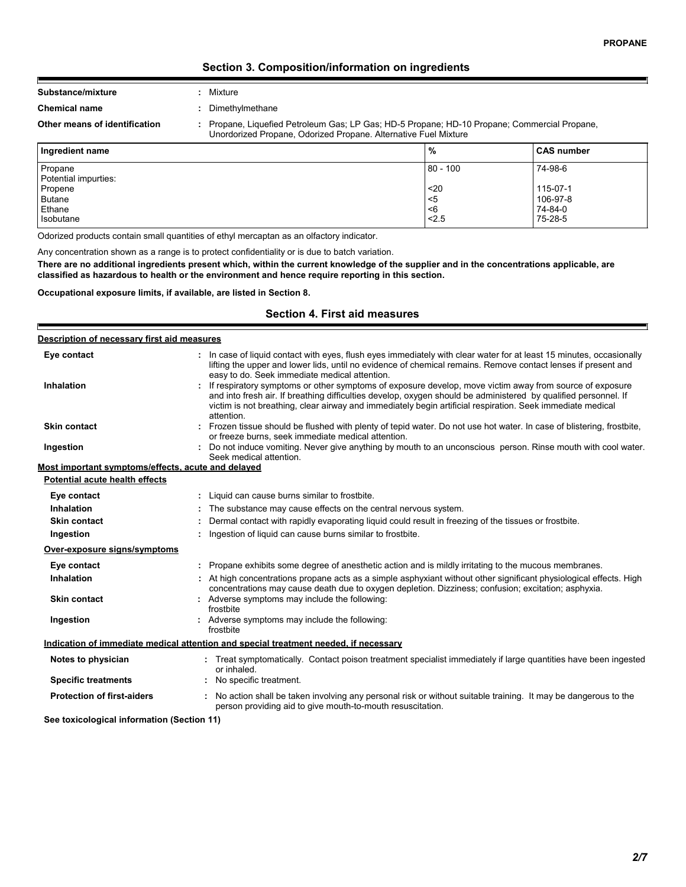## Section 3. Composition/information on ingredients

**Substance/mixture** : Mixture

**Chemical name** : Dimethylmethane

**Other means of identification** : Propane, Liquefied Petroleum Gas; LP Gas; HD-5 Propane; HD-10 Propane; Commercial Propane, Unordorized Propane, Odorized Propane. Alternative Fuel Mixture

| Ingredient name | % | CAS number |
|---|---|---|
| Propane | 80 - 100 | 74-98-6 |
| Potential impurties: | | |
| Propene | <20 | 115-07-1 |
| Butane | <5 | 106-97-8 |
| Ethane | <6 | 74-84-0 |
| Isobutane | <2.5 | 75-28-5 |

Odorized products contain small quantities of ethyl mercaptan as an olfactory indicator.

Any concentration shown as a range is to protect confidentiality or is due to batch variation.

**There are no additional ingredients present which, within the current knowledge of the supplier and in the concentrations applicable, are classified as hazardous to health or the environment and hence require reporting in this section.**

**Occupational exposure limits, if available, are listed in Section 8.**

## Section 4. First aid measures

**Description of necessary first aid measures**

**Eye contact** : In case of liquid contact with eyes, flush eyes immediately with clear water for at least 15 minutes, occasionally lifting the upper and lower lids, until no evidence of chemical remains. Remove contact lenses if present and easy to do. Seek immediate medical attention.

**Inhalation** : If respiratory symptoms or other symptoms of exposure develop, move victim away from source of exposure and into fresh air. If breathing difficulties develop, oxygen should be administered by qualified personnel. If victim is not breathing, clear airway and immediately begin artificial respiration. Seek immediate medical attention.

**Skin contact** : Frozen tissue should be flushed with plenty of tepid water. Do not use hot water. In case of blistering, frostbite, or freeze burns, seek immediate medical attention.

**Ingestion** : Do not induce vomiting. Never give anything by mouth to an unconscious person. Rinse mouth with cool water. Seek medical attention.

**Most important symptoms/effects, acute and delayed**

**Potential acute health effects**

**Eye contact** : Liquid can cause burns similar to frostbite.

**Inhalation** : The substance may cause effects on the central nervous system.

**Skin contact** : Dermal contact with rapidly evaporating liquid could result in freezing of the tissues or frostbite.

**Ingestion** : Ingestion of liquid can cause burns similar to frostbite.

**Over-exposure signs/symptoms**

**Eye contact** : Propane exhibits some degree of anesthetic action and is mildly irritating to the mucous membranes.

**Inhalation** : At high concentrations propane acts as a simple asphyxiant without other significant physiological effects. High concentrations may cause death due to oxygen depletion. Dizziness; confusion; excitation; asphyxia.

**Skin contact** : Adverse symptoms may include the following:
frostbite

**Ingestion** : Adverse symptoms may include the following:
frostbite

**Indication of immediate medical attention and special treatment needed, if necessary**

**Notes to physician** : Treat symptomatically. Contact poison treatment specialist immediately if large quantities have been ingested or inhaled.

**Specific treatments** : No specific treatment.

**Protection of first-aiders** : No action shall be taken involving any personal risk or without suitable training. It may be dangerous to the person providing aid to give mouth-to-mouth resuscitation.

**See toxicological information (Section 11)**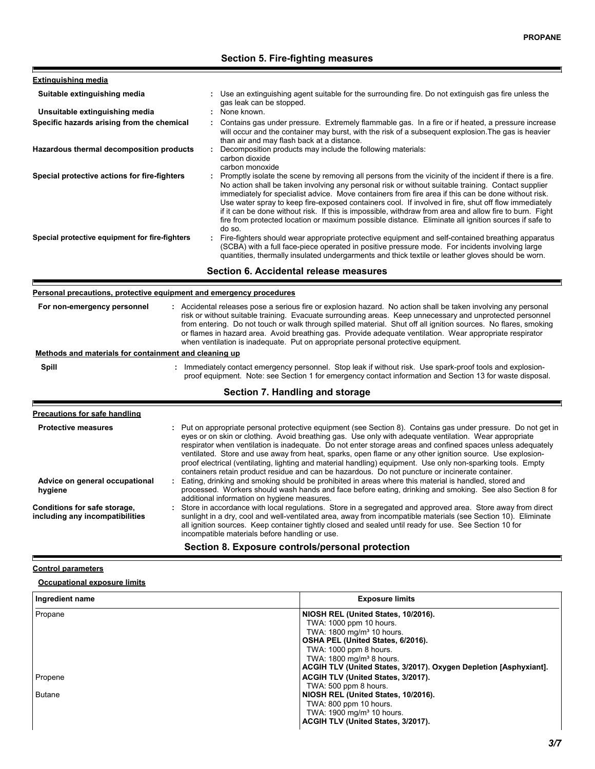## Section 5. Fire-fighting measures

**Extinguishing media**

| | |
|---|---|
| **Suitable extinguishing media** | : Use an extinguishing agent suitable for the surrounding fire. Do not extinguish gas fire unless the gas leak can be stopped. |
| **Unsuitable extinguishing media** | : None known. |
| **Specific hazards arising from the chemical** | : Contains gas under pressure. Extremely flammable gas. In a fire or if heated, a pressure increase will occur and the container may burst, with the risk of a subsequent explosion.The gas is heavier than air and may flash back at a distance. |
| **Hazardous thermal decomposition products** | : Decomposition products may include the following materials: carbon dioxide carbon monoxide |
| **Special protective actions for fire-fighters** | : Promptly isolate the scene by removing all persons from the vicinity of the incident if there is a fire. No action shall be taken involving any personal risk or without suitable training. Contact supplier immediately for specialist advice. Move containers from fire area if this can be done without risk. Use water spray to keep fire-exposed containers cool. If involved in fire, shut off flow immediately if it can be done without risk. If this is impossible, withdraw from area and allow fire to burn. Fight fire from protected location or maximum possible distance. Eliminate all ignition sources if safe to do so. |
| **Special protective equipment for fire-fighters** | : Fire-fighters should wear appropriate protective equipment and self-contained breathing apparatus (SCBA) with a full face-piece operated in positive pressure mode. For incidents involving large quantities, thermally insulated undergarments and thick textile or leather gloves should be worn. |

## Section 6. Accidental release measures

**Personal precautions, protective equipment and emergency procedures**

| | |
|---|---|
| **For non-emergency personnel** | : Accidental releases pose a serious fire or explosion hazard. No action shall be taken involving any personal risk or without suitable training. Evacuate surrounding areas. Keep unnecessary and unprotected personnel from entering. Do not touch or walk through spilled material. Shut off all ignition sources. No flares, smoking or flames in hazard area. Avoid breathing gas. Provide adequate ventilation. Wear appropriate respirator when ventilation is inadequate. Put on appropriate personal protective equipment. |

**Methods and materials for containment and cleaning up**

| | |
|---|---|
| **Spill** | : Immediately contact emergency personnel. Stop leak if without risk. Use spark-proof tools and explosion-proof equipment. Note: see Section 1 for emergency contact information and Section 13 for waste disposal. |

## Section 7. Handling and storage

**Precautions for safe handling**

| | |
|---|---|
| **Protective measures** | : Put on appropriate personal protective equipment (see Section 8). Contains gas under pressure. Do not get in eyes or on skin or clothing. Avoid breathing gas. Use only with adequate ventilation. Wear appropriate respirator when ventilation is inadequate. Do not enter storage areas and confined spaces unless adequately ventilated. Store and use away from heat, sparks, open flame or any other ignition source. Use explosion-proof electrical (ventilating, lighting and material handling) equipment. Use only non-sparking tools. Empty containers retain product residue and can be hazardous. Do not puncture or incinerate container. |
| **Advice on general occupational hygiene** | : Eating, drinking and smoking should be prohibited in areas where this material is handled, stored and processed. Workers should wash hands and face before eating, drinking and smoking. See also Section 8 for additional information on hygiene measures. |
| **Conditions for safe storage, including any incompatibilities** | : Store in accordance with local regulations. Store in a segregated and approved area. Store away from direct sunlight in a dry, cool and well-ventilated area, away from incompatible materials (see Section 10). Eliminate all ignition sources. Keep container tightly closed and sealed until ready for use. See Section 10 for incompatible materials before handling or use. |

## Section 8. Exposure controls/personal protection

**Control parameters**

**Occupational exposure limits**

| Ingredient name | Exposure limits |
|---|---|
| Propane | **NIOSH REL (United States, 10/2016).**<br>TWA: 1000 ppm 10 hours.<br>TWA: 1800 mg/m³ 10 hours.<br>**OSHA PEL (United States, 6/2016).**<br>TWA: 1000 ppm 8 hours.<br>TWA: 1800 mg/m³ 8 hours.<br>**ACGIH TLV (United States, 3/2017). Oxygen Depletion [Asphyxiant].** |
| Propene | **ACGIH TLV (United States, 3/2017).**<br>TWA: 500 ppm 8 hours. |
| Butane | **NIOSH REL (United States, 10/2016).**<br>TWA: 800 ppm 10 hours.<br>TWA: 1900 mg/m³ 10 hours.<br>**ACGIH TLV (United States, 3/2017).** |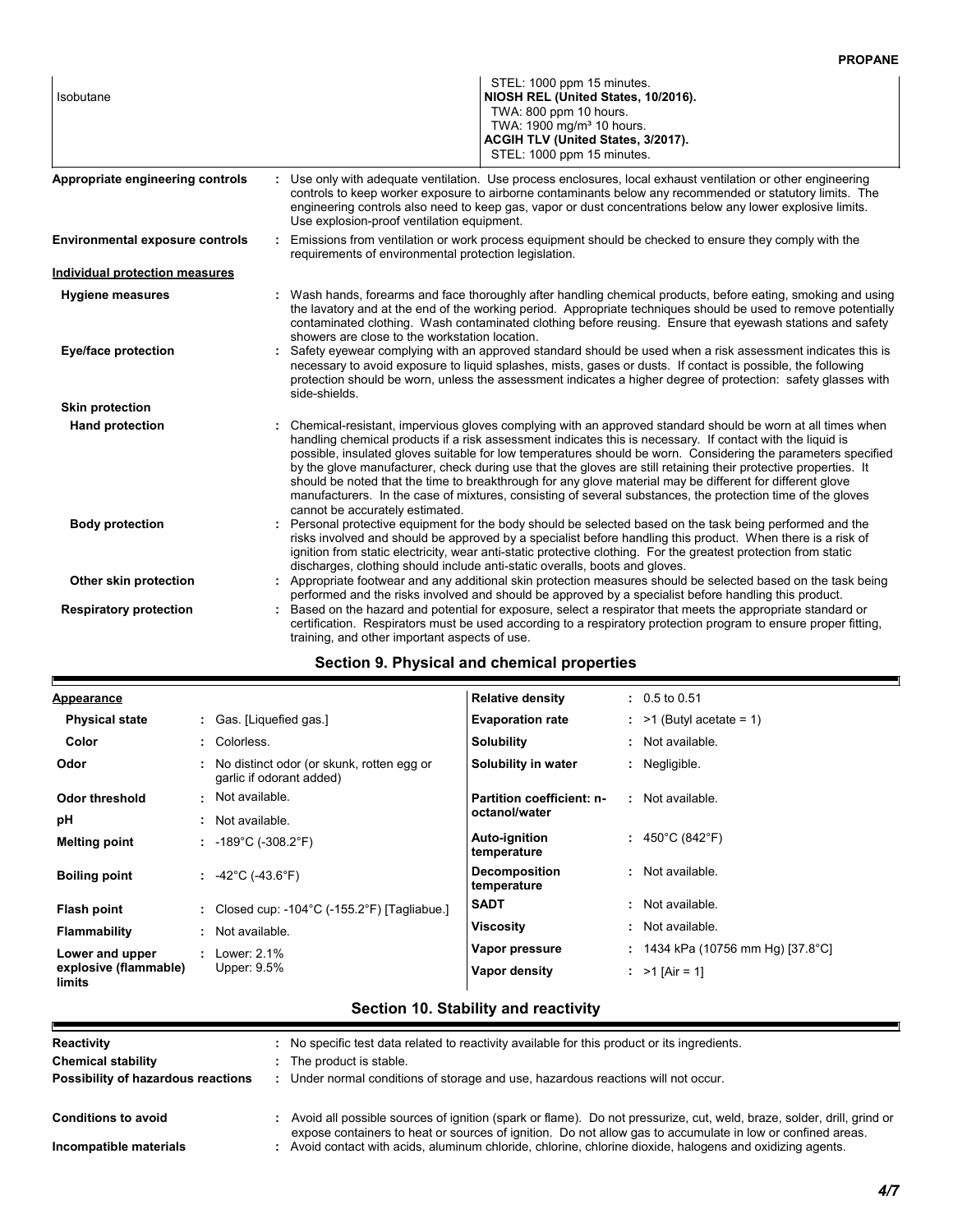| | |
|---|---|
| Isobutane | STEL: 1000 ppm 15 minutes.<br>**NIOSH REL (United States, 10/2016).**<br>TWA: 800 ppm 10 hours.<br>TWA: 1900 mg/m³ 10 hours.<br>**ACGIH TLV (United States, 3/2017).**<br>STEL: 1000 ppm 15 minutes. |

**Appropriate engineering controls** : Use only with adequate ventilation. Use process enclosures, local exhaust ventilation or other engineering controls to keep worker exposure to airborne contaminants below any recommended or statutory limits. The engineering controls also need to keep gas, vapor or dust concentrations below any lower explosive limits. Use explosion-proof ventilation equipment.

**Environmental exposure controls** : Emissions from ventilation or work process equipment should be checked to ensure they comply with the requirements of environmental protection legislation.

**Individual protection measures**

**Hygiene measures** : Wash hands, forearms and face thoroughly after handling chemical products, before eating, smoking and using the lavatory and at the end of the working period. Appropriate techniques should be used to remove potentially contaminated clothing. Wash contaminated clothing before reusing. Ensure that eyewash stations and safety showers are close to the workstation location.

**Eye/face protection** : Safety eyewear complying with an approved standard should be used when a risk assessment indicates this is necessary to avoid exposure to liquid splashes, mists, gases or dusts. If contact is possible, the following protection should be worn, unless the assessment indicates a higher degree of protection: safety glasses with side-shields.

**Skin protection**

**Hand protection** : Chemical-resistant, impervious gloves complying with an approved standard should be worn at all times when handling chemical products if a risk assessment indicates this is necessary. If contact with the liquid is possible, insulated gloves suitable for low temperatures should be worn. Considering the parameters specified by the glove manufacturer, check during use that the gloves are still retaining their protective properties. It should be noted that the time to breakthrough for any glove material may be different for different glove manufacturers. In the case of mixtures, consisting of several substances, the protection time of the gloves cannot be accurately estimated.

**Body protection** : Personal protective equipment for the body should be selected based on the task being performed and the risks involved and should be approved by a specialist before handling this product. When there is a risk of ignition from static electricity, wear anti-static protective clothing. For the greatest protection from static discharges, clothing should include anti-static overalls, boots and gloves.

**Other skin protection** : Appropriate footwear and any additional skin protection measures should be selected based on the task being performed and the risks involved and should be approved by a specialist before handling this product.

**Respiratory protection** : Based on the hazard and potential for exposure, select a respirator that meets the appropriate standard or certification. Respirators must be used according to a respiratory protection program to ensure proper fitting, training, and other important aspects of use.

## Section 9. Physical and chemical properties

| Property | Value | Property | Value |
|---|---|---|---|
| **Appearance** | | **Relative density** | : 0.5 to 0.51 |
| **Physical state** | : Gas. [Liquefied gas.] | **Evaporation rate** | : >1 (Butyl acetate = 1) |
| **Color** | : Colorless. | **Solubility** | : Not available. |
| **Odor** | : No distinct odor (or skunk, rotten egg or garlic if odorant added) | **Solubility in water** | : Negligible. |
| **Odor threshold** | : Not available. | **Partition coefficient: n-octanol/water** | : Not available. |
| **pH** | : Not available. | | |
| **Melting point** | : -189°C (-308.2°F) | **Auto-ignition temperature** | : 450°C (842°F) |
| **Boiling point** | : -42°C (-43.6°F) | **Decomposition temperature** | : Not available. |
| **Flash point** | : Closed cup: -104°C (-155.2°F) [Tagliabue.] | **SADT** | : Not available. |
| **Flammability** | : Not available. | **Viscosity** | : Not available. |
| **Lower and upper explosive (flammable) limits** | : Lower: 2.1%<br>Upper: 9.5% | **Vapor pressure** | : 1434 kPa (10756 mm Hg) [37.8°C] |
| | | **Vapor density** | : >1 [Air = 1] |

## Section 10. Stability and reactivity

**Reactivity** : No specific test data related to reactivity available for this product or its ingredients.

**Chemical stability** : The product is stable.

**Possibility of hazardous reactions** : Under normal conditions of storage and use, hazardous reactions will not occur.

**Conditions to avoid** : Avoid all possible sources of ignition (spark or flame). Do not pressurize, cut, weld, braze, solder, drill, grind or expose containers to heat or sources of ignition. Do not allow gas to accumulate in low or confined areas.

**Incompatible materials** : Avoid contact with acids, aluminum chloride, chlorine, chlorine dioxide, halogens and oxidizing agents.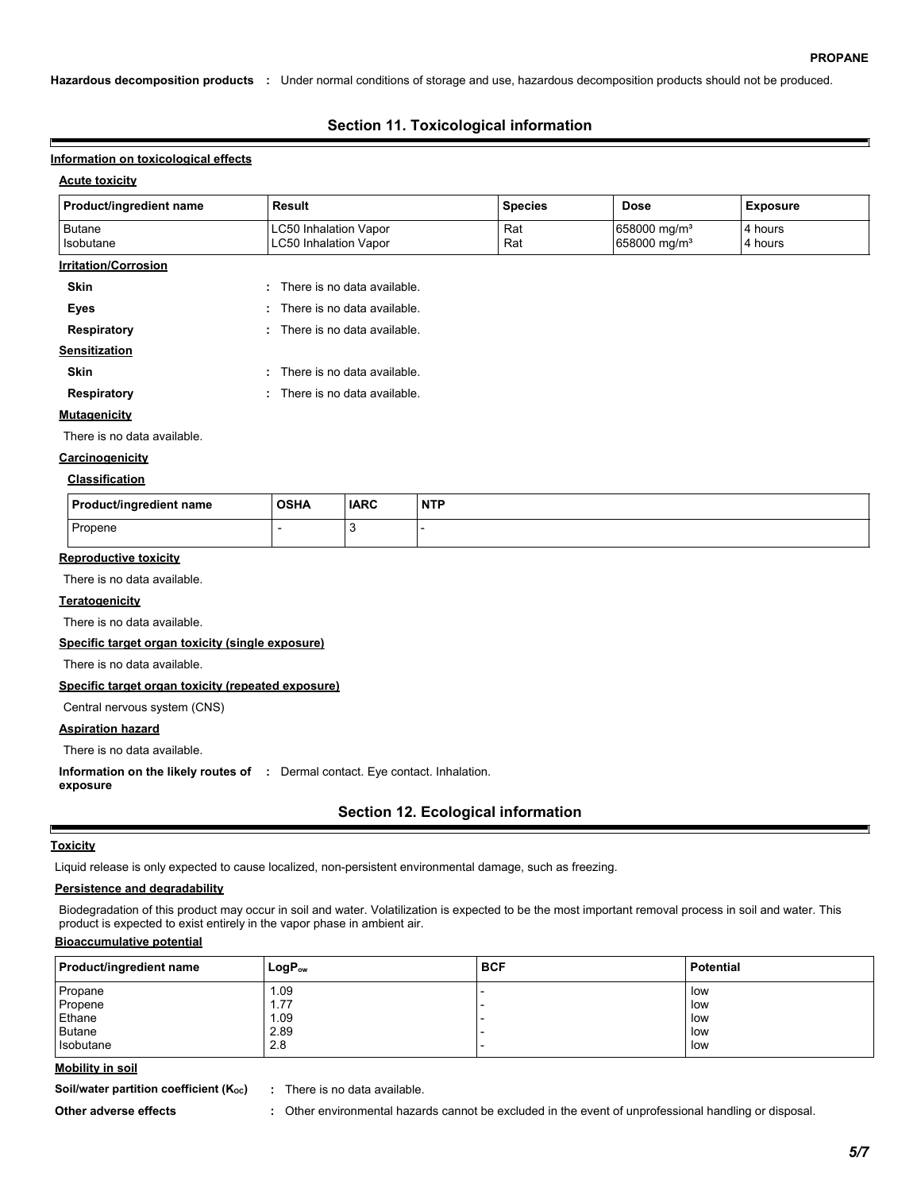**Hazardous decomposition products** : Under normal conditions of storage and use, hazardous decomposition products should not be produced.

## Section 11. Toxicological information

### Information on toxicological effects

**Acute toxicity**

| Product/ingredient name | Result | Species | Dose | Exposure |
|---|---|---|---|---|
| Butane | LC50 Inhalation Vapor | Rat | 658000 mg/m³ | 4 hours |
| Isobutane | LC50 Inhalation Vapor | Rat | 658000 mg/m³ | 4 hours |

**Irritation/Corrosion**

**Skin** : There is no data available.

**Eyes** : There is no data available.

**Respiratory** : There is no data available.

**Sensitization**

**Skin** : There is no data available.

**Respiratory** : There is no data available.

**Mutagenicity**

There is no data available.

**Carcinogenicity**

**Classification**

| Product/ingredient name | OSHA | IARC | NTP |
|---|---|---|---|
| Propene | - | 3 | - |

**Reproductive toxicity**

There is no data available.

**Teratogenicity**

There is no data available.

**Specific target organ toxicity (single exposure)**

There is no data available.

**Specific target organ toxicity (repeated exposure)**

Central nervous system (CNS)

**Aspiration hazard**

There is no data available.

**Information on the likely routes of exposure** : Dermal contact. Eye contact. Inhalation.

## Section 12. Ecological information

**Toxicity**

Liquid release is only expected to cause localized, non-persistent environmental damage, such as freezing.

**Persistence and degradability**

Biodegradation of this product may occur in soil and water. Volatilization is expected to be the most important removal process in soil and water. This product is expected to exist entirely in the vapor phase in ambient air.

**Bioaccumulative potential**

| Product/ingredient name | $LogP_{ow}$ | BCF | Potential |
|---|---|---|---|
| Propane | 1.09 | - | low |
| Propene | 1.77 | - | low |
| Ethane | 1.09 | - | low |
| Butane | 2.89 | - | low |
| Isobutane | 2.8 | - | low |

**Mobility in soil**

**Soil/water partition coefficient ($K_{OC}$)** : There is no data available.

**Other adverse effects** : Other environmental hazards cannot be excluded in the event of unprofessional handling or disposal.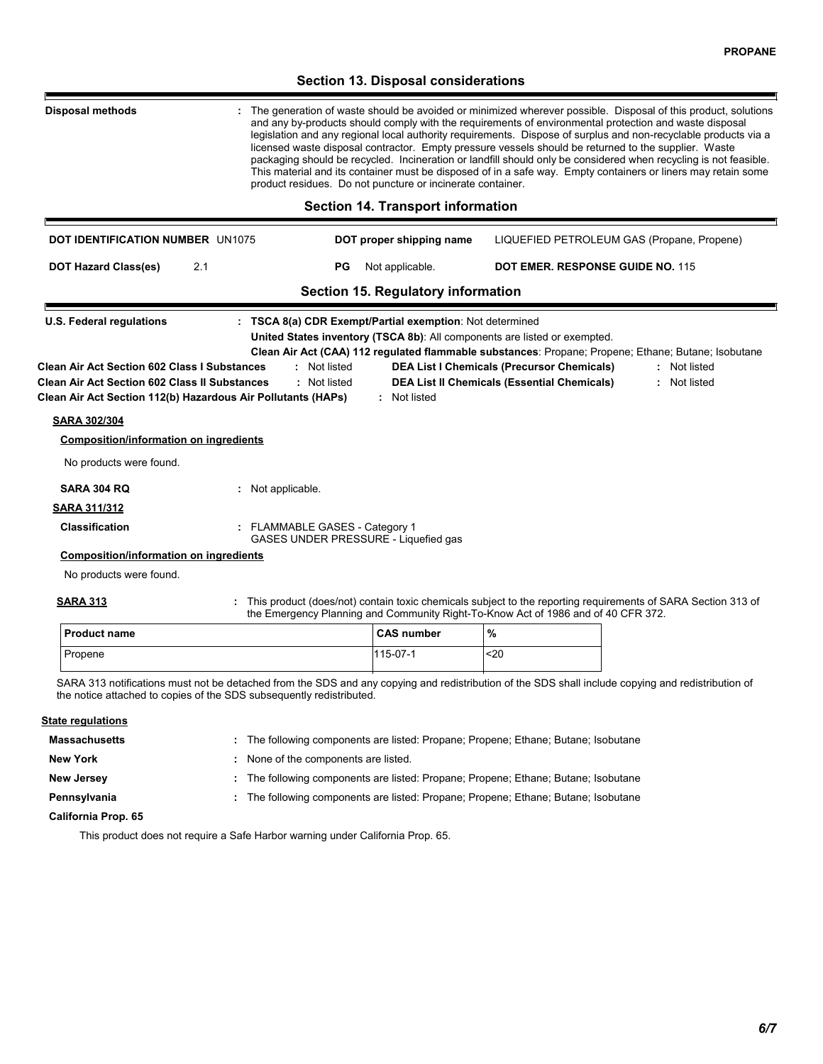## Section 13. Disposal considerations

**Disposal methods** : The generation of waste should be avoided or minimized wherever possible. Disposal of this product, solutions and any by-products should comply with the requirements of environmental protection and waste disposal legislation and any regional local authority requirements. Dispose of surplus and non-recyclable products via a licensed waste disposal contractor. Empty pressure vessels should be returned to the supplier. Waste packaging should be recycled. Incineration or landfill should only be considered when recycling is not feasible. This material and its container must be disposed of in a safe way. Empty containers or liners may retain some product residues. Do not puncture or incinerate container.

## Section 14. Transport information

**DOT IDENTIFICATION NUMBER** UN1075

**DOT proper shipping name** LIQUEFIED PETROLEUM GAS (Propane, Propene)

**DOT Hazard Class(es)** 2.1

**PG** Not applicable.

**DOT EMER. RESPONSE GUIDE NO.** 115

## Section 15. Regulatory information

**U.S. Federal regulations** : **TSCA 8(a) CDR Exempt/Partial exemption**: Not determined

**United States inventory (TSCA 8b)**: All components are listed or exempted.

**Clean Air Act (CAA) 112 regulated flammable substances**: Propane; Propene; Ethane; Butane; Isobutane

**Clean Air Act Section 602 Class I Substances** : Not listed

**Clean Air Act Section 602 Class II Substances** : Not listed

**Clean Air Act Section 112(b) Hazardous Air Pollutants (HAPs)** : Not listed

**DEA List I Chemicals (Precursor Chemicals)** : Not listed

**DEA List II Chemicals (Essential Chemicals)** : Not listed

**SARA 302/304**

**Composition/information on ingredients**

No products were found.

**SARA 304 RQ** : Not applicable.

**SARA 311/312**

**Classification** : FLAMMABLE GASES - Category 1
GASES UNDER PRESSURE - Liquefied gas

**Composition/information on ingredients**

No products were found.

**SARA 313** : This product (does/not) contain toxic chemicals subject to the reporting requirements of SARA Section 313 of the Emergency Planning and Community Right-To-Know Act of 1986 and of 40 CFR 372.

| Product name | CAS number | % |
|---|---|---|
| Propene | 115-07-1 | <20 |

SARA 313 notifications must not be detached from the SDS and any copying and redistribution of the SDS shall include copying and redistribution of the notice attached to copies of the SDS subsequently redistributed.

**State regulations**

**Massachusetts** : The following components are listed: Propane; Propene; Ethane; Butane; Isobutane

**New York** : None of the components are listed.

**New Jersey** : The following components are listed: Propane; Propene; Ethane; Butane; Isobutane

**Pennsylvania** : The following components are listed: Propane; Propene; Ethane; Butane; Isobutane

**California Prop. 65**

This product does not require a Safe Harbor warning under California Prop. 65.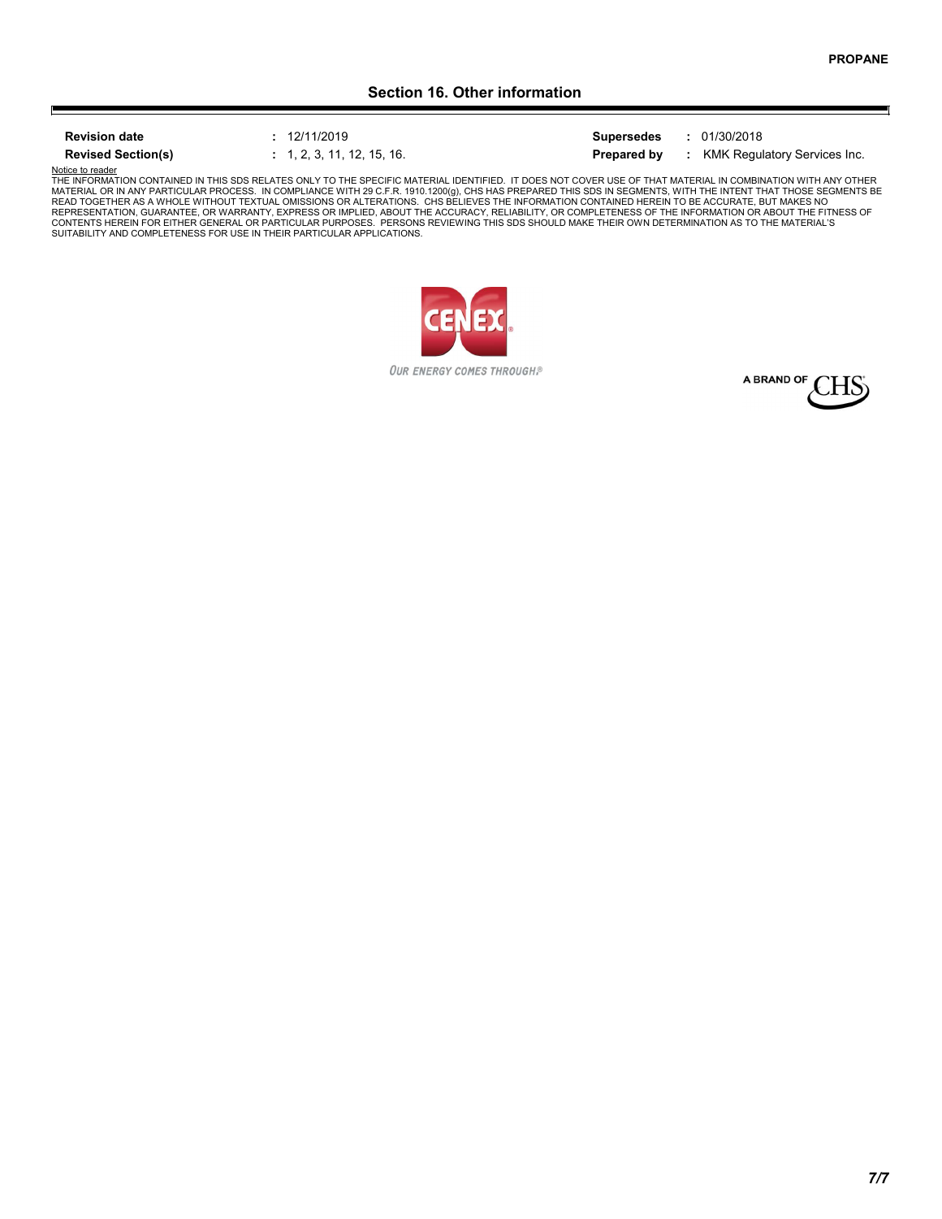## Section 16. Other information

| | | | |
|---|---|---|---|
| **Revision date** | : 12/11/2019 | **Supersedes** | : 01/30/2018 |
| **Revised Section(s)** | : 1, 2, 3, 11, 12, 15, 16. | **Prepared by** | : KMK Regulatory Services Inc. |

Notice to reader

THE INFORMATION CONTAINED IN THIS SDS RELATES ONLY TO THE SPECIFIC MATERIAL IDENTIFIED. IT DOES NOT COVER USE OF THAT MATERIAL IN COMBINATION WITH ANY OTHER MATERIAL OR IN ANY PARTICULAR PROCESS. IN COMPLIANCE WITH 29 C.F.R. 1910.1200(g), CHS HAS PREPARED THIS SDS IN SEGMENTS, WITH THE INTENT THAT THOSE SEGMENTS BE READ TOGETHER AS A WHOLE WITHOUT TEXTUAL OMISSIONS OR ALTERATIONS. CHS BELIEVES THE INFORMATION CONTAINED HEREIN TO BE ACCURATE, BUT MAKES NO REPRESENTATION, GUARANTEE, OR WARRANTY, EXPRESS OR IMPLIED, ABOUT THE ACCURACY, RELIABILITY, OR COMPLETENESS OF THE INFORMATION OR ABOUT THE FITNESS OF CONTENTS HEREIN FOR EITHER GENERAL OR PARTICULAR PURPOSES. PERSONS REVIEWING THIS SDS SHOULD MAKE THEIR OWN DETERMINATION AS TO THE MATERIAL'S SUITABILITY AND COMPLETENESS FOR USE IN THEIR PARTICULAR APPLICATIONS.

CENEX®

*OUR ENERGY COMES THROUGH.®*

A BRAND OF CHS®